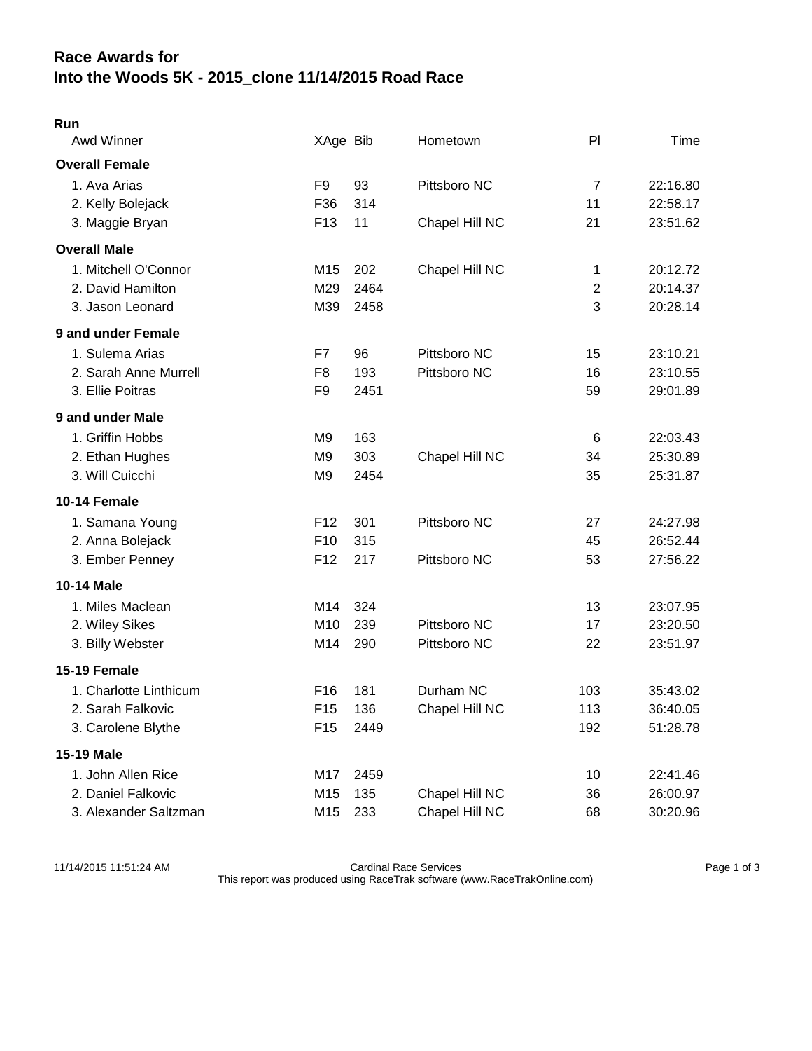# Race Awards for
# Into the Woods 5K - 2015_clone 11/14/2015 Road Race

**Run**

| Awd Winner | XAge | Bib | Hometown | Pl | Time |
|---|---|---|---|---|---|
| **Overall Female** | | | | | |
| 1. Ava Arias | F9 | 93 | Pittsboro NC | 7 | 22:16.80 |
| 2. Kelly Bolejack | F36 | 314 | | 11 | 22:58.17 |
| 3. Maggie Bryan | F13 | 11 | Chapel Hill NC | 21 | 23:51.62 |
| **Overall Male** | | | | | |
| 1. Mitchell O'Connor | M15 | 202 | Chapel Hill NC | 1 | 20:12.72 |
| 2. David Hamilton | M29 | 2464 | | 2 | 20:14.37 |
| 3. Jason Leonard | M39 | 2458 | | 3 | 20:28.14 |
| **9 and under Female** | | | | | |
| 1. Sulema Arias | F7 | 96 | Pittsboro NC | 15 | 23:10.21 |
| 2. Sarah Anne Murrell | F8 | 193 | Pittsboro NC | 16 | 23:10.55 |
| 3. Ellie Poitras | F9 | 2451 | | 59 | 29:01.89 |
| **9 and under Male** | | | | | |
| 1. Griffin Hobbs | M9 | 163 | | 6 | 22:03.43 |
| 2. Ethan Hughes | M9 | 303 | Chapel Hill NC | 34 | 25:30.89 |
| 3. Will Cuicchi | M9 | 2454 | | 35 | 25:31.87 |
| **10-14 Female** | | | | | |
| 1. Samana Young | F12 | 301 | Pittsboro NC | 27 | 24:27.98 |
| 2. Anna Bolejack | F10 | 315 | | 45 | 26:52.44 |
| 3. Ember Penney | F12 | 217 | Pittsboro NC | 53 | 27:56.22 |
| **10-14 Male** | | | | | |
| 1. Miles Maclean | M14 | 324 | | 13 | 23:07.95 |
| 2. Wiley Sikes | M10 | 239 | Pittsboro NC | 17 | 23:20.50 |
| 3. Billy Webster | M14 | 290 | Pittsboro NC | 22 | 23:51.97 |
| **15-19 Female** | | | | | |
| 1. Charlotte Linthicum | F16 | 181 | Durham NC | 103 | 35:43.02 |
| 2. Sarah Falkovic | F15 | 136 | Chapel Hill NC | 113 | 36:40.05 |
| 3. Carolene Blythe | F15 | 2449 | | 192 | 51:28.78 |
| **15-19 Male** | | | | | |
| 1. John Allen Rice | M17 | 2459 | | 10 | 22:41.46 |
| 2. Daniel Falkovic | M15 | 135 | Chapel Hill NC | 36 | 26:00.97 |
| 3. Alexander Saltzman | M15 | 233 | Chapel Hill NC | 68 | 30:20.96 |

11/14/2015 11:51:24 AM — Cardinal Race Services
This report was produced using RaceTrak software (www.RaceTrakOnline.com)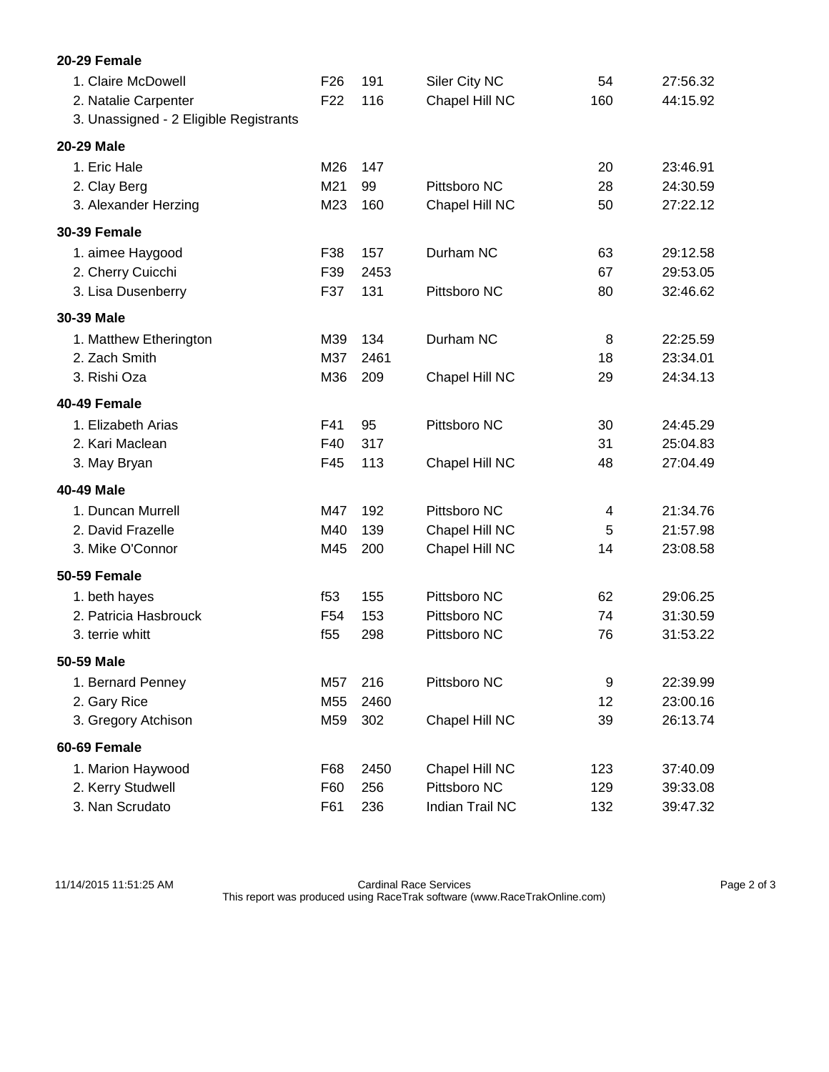### 20-29 Female

| Place / Name | Age | Bib | City | Overall | Time |
|---|---|---|---|---|---|
| 1. Claire McDowell | F26 | 191 | Siler City NC | 54 | 27:56.32 |
| 2. Natalie Carpenter | F22 | 116 | Chapel Hill NC | 160 | 44:15.92 |
| 3. Unassigned - 2 Eligible Registrants | | | | | |

### 20-29 Male

| Place / Name | Age | Bib | City | Overall | Time |
|---|---|---|---|---|---|
| 1. Eric Hale | M26 | 147 | | 20 | 23:46.91 |
| 2. Clay Berg | M21 | 99 | Pittsboro NC | 28 | 24:30.59 |
| 3. Alexander Herzing | M23 | 160 | Chapel Hill NC | 50 | 27:22.12 |

### 30-39 Female

| Place / Name | Age | Bib | City | Overall | Time |
|---|---|---|---|---|---|
| 1. aimee Haygood | F38 | 157 | Durham NC | 63 | 29:12.58 |
| 2. Cherry Cuicchi | F39 | 2453 | | 67 | 29:53.05 |
| 3. Lisa Dusenberry | F37 | 131 | Pittsboro NC | 80 | 32:46.62 |

### 30-39 Male

| Place / Name | Age | Bib | City | Overall | Time |
|---|---|---|---|---|---|
| 1. Matthew Etherington | M39 | 134 | Durham NC | 8 | 22:25.59 |
| 2. Zach Smith | M37 | 2461 | | 18 | 23:34.01 |
| 3. Rishi Oza | M36 | 209 | Chapel Hill NC | 29 | 24:34.13 |

### 40-49 Female

| Place / Name | Age | Bib | City | Overall | Time |
|---|---|---|---|---|---|
| 1. Elizabeth Arias | F41 | 95 | Pittsboro NC | 30 | 24:45.29 |
| 2. Kari Maclean | F40 | 317 | | 31 | 25:04.83 |
| 3. May Bryan | F45 | 113 | Chapel Hill NC | 48 | 27:04.49 |

### 40-49 Male

| Place / Name | Age | Bib | City | Overall | Time |
|---|---|---|---|---|---|
| 1. Duncan Murrell | M47 | 192 | Pittsboro NC | 4 | 21:34.76 |
| 2. David Frazelle | M40 | 139 | Chapel Hill NC | 5 | 21:57.98 |
| 3. Mike O'Connor | M45 | 200 | Chapel Hill NC | 14 | 23:08.58 |

### 50-59 Female

| Place / Name | Age | Bib | City | Overall | Time |
|---|---|---|---|---|---|
| 1. beth hayes | f53 | 155 | Pittsboro NC | 62 | 29:06.25 |
| 2. Patricia Hasbrouck | F54 | 153 | Pittsboro NC | 74 | 31:30.59 |
| 3. terrie whitt | f55 | 298 | Pittsboro NC | 76 | 31:53.22 |

### 50-59 Male

| Place / Name | Age | Bib | City | Overall | Time |
|---|---|---|---|---|---|
| 1. Bernard Penney | M57 | 216 | Pittsboro NC | 9 | 22:39.99 |
| 2. Gary Rice | M55 | 2460 | | 12 | 23:00.16 |
| 3. Gregory Atchison | M59 | 302 | Chapel Hill NC | 39 | 26:13.74 |

### 60-69 Female

| Place / Name | Age | Bib | City | Overall | Time |
|---|---|---|---|---|---|
| 1. Marion Haywood | F68 | 2450 | Chapel Hill NC | 123 | 37:40.09 |
| 2. Kerry Studwell | F60 | 256 | Pittsboro NC | 129 | 39:33.08 |
| 3. Nan Scrudato | F61 | 236 | Indian Trail NC | 132 | 39:47.32 |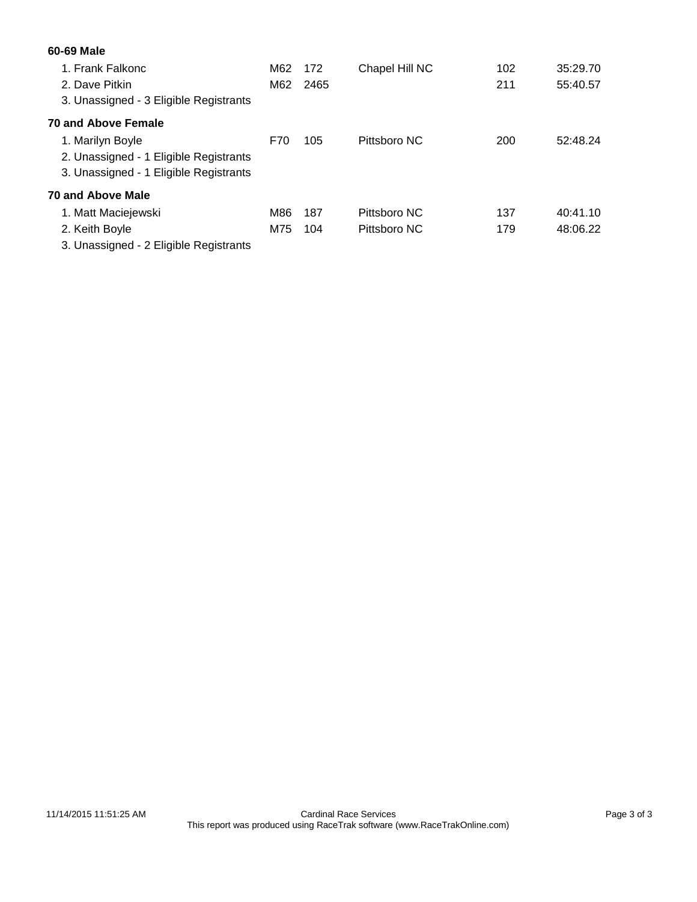**60-69 Male**

| | | | | | |
|---|---|---|---|---|---|
| 1. Frank Falkonc | M62 | 172 | Chapel Hill NC | 102 | 35:29.70 |
| 2. Dave Pitkin | M62 | 2465 | | 211 | 55:40.57 |
| 3. Unassigned - 3 Eligible Registrants | | | | | |

**70 and Above Female**

| | | | | | |
|---|---|---|---|---|---|
| 1. Marilyn Boyle | F70 | 105 | Pittsboro NC | 200 | 52:48.24 |
| 2. Unassigned - 1 Eligible Registrants | | | | | |
| 3. Unassigned - 1 Eligible Registrants | | | | | |

**70 and Above Male**

| | | | | | |
|---|---|---|---|---|---|
| 1. Matt Maciejewski | M86 | 187 | Pittsboro NC | 137 | 40:41.10 |
| 2. Keith Boyle | M75 | 104 | Pittsboro NC | 179 | 48:06.22 |
| 3. Unassigned - 2 Eligible Registrants | | | | | |